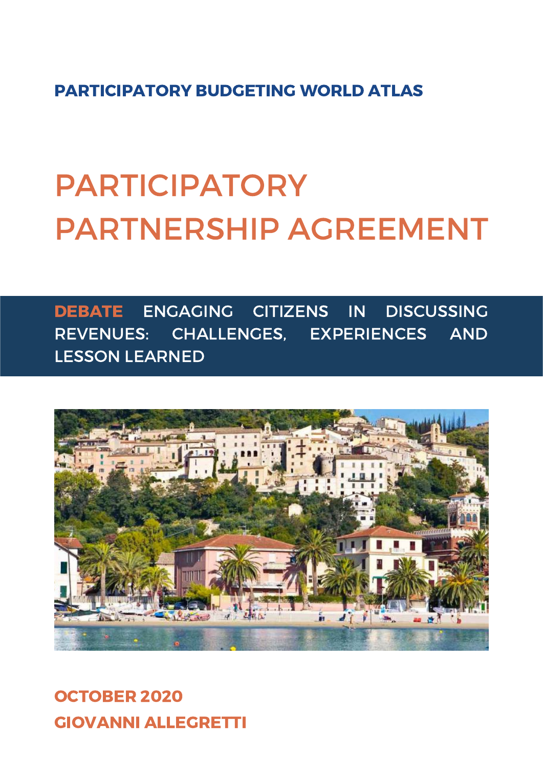**PARTICIPATORY BUDGETING WORLD ATLAS**

# PARTICIPATORY PARTNERSHIP AGREEMENT

**DEBATE** ENGAGING CITIZENS IN DISCUSSING REVENUES: CHALLENGES, EXPERIENCES AND LESSON LEARNED

**OCTOBER 2020**

**GIOVANNI ALLEGRETTI**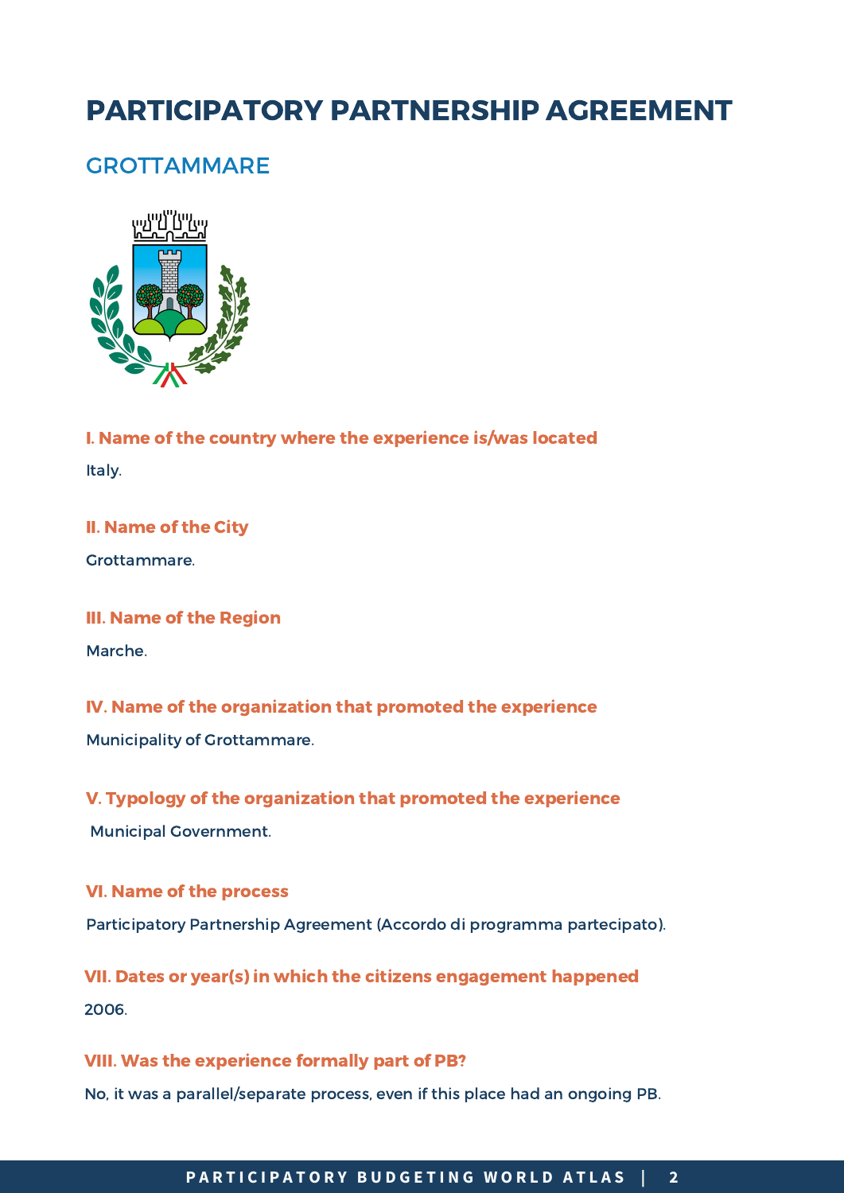# PARTICIPATORY PARTNERSHIP AGREEMENT

## GROTTAMMARE

### I. Name of the country where the experience is/was located

Italy.

### II. Name of the City

Grottammare.

### III. Name of the Region

Marche.

### IV. Name of the organization that promoted the experience

Municipality of Grottammare.

### V. Typology of the organization that promoted the experience

Municipal Government.

### VI. Name of the process

Participatory Partnership Agreement (Accordo di programma partecipato).

### VII. Dates or year(s) in which the citizens engagement happened

2006.

### VIII. Was the experience formally part of PB?

No, it was a parallel/separate process, even if this place had an ongoing PB.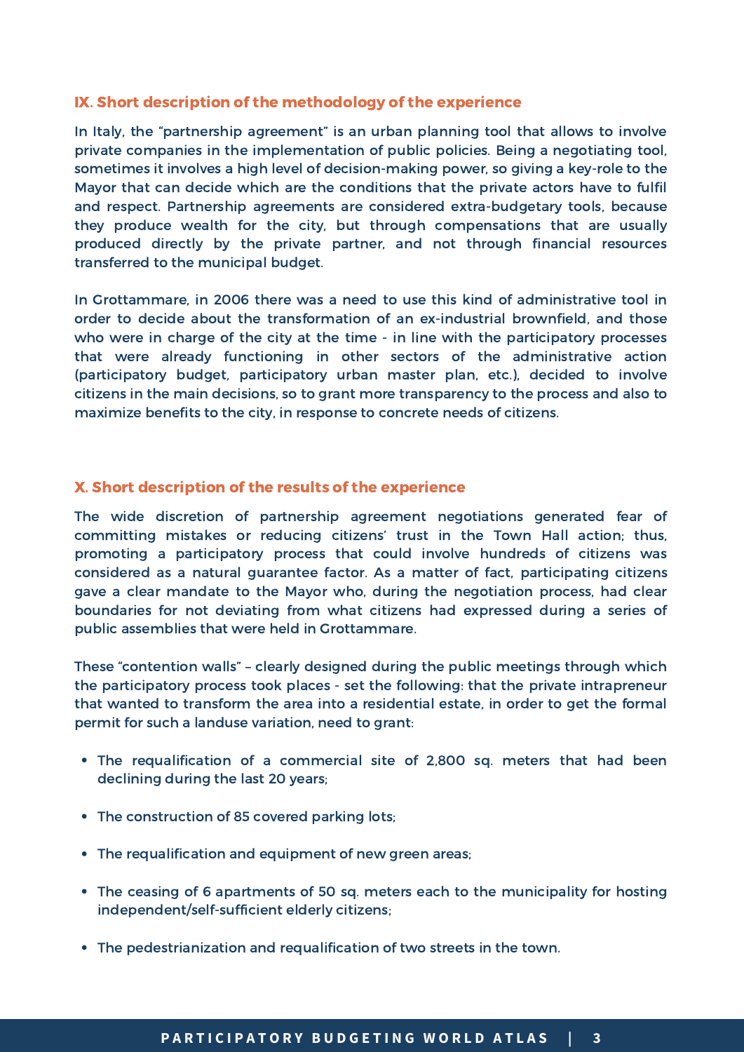## IX. Short description of the methodology of the experience

In Italy, the "partnership agreement" is an urban planning tool that allows to involve private companies in the implementation of public policies. Being a negotiating tool, sometimes it involves a high level of decision-making power, so giving a key-role to the Mayor that can decide which are the conditions that the private actors have to fulfil and respect. Partnership agreements are considered extra-budgetary tools, because they produce wealth for the city, but through compensations that are usually produced directly by the private partner, and not through financial resources transferred to the municipal budget.

In Grottammare, in 2006 there was a need to use this kind of administrative tool in order to decide about the transformation of an ex-industrial brownfield, and those who were in charge of the city at the time - in line with the participatory processes that were already functioning in other sectors of the administrative action (participatory budget, participatory urban master plan, etc.), decided to involve citizens in the main decisions, so to grant more transparency to the process and also to maximize benefits to the city, in response to concrete needs of citizens.

## X. Short description of the results of the experience

The wide discretion of partnership agreement negotiations generated fear of committing mistakes or reducing citizens' trust in the Town Hall action; thus, promoting a participatory process that could involve hundreds of citizens was considered as a natural guarantee factor. As a matter of fact, participating citizens gave a clear mandate to the Mayor who, during the negotiation process, had clear boundaries for not deviating from what citizens had expressed during a series of public assemblies that were held in Grottammare.

These "contention walls" – clearly designed during the public meetings through which the participatory process took places - set the following: that the private intrapreneur that wanted to transform the area into a residential estate, in order to get the formal permit for such a landuse variation, need to grant:

- The requalification of a commercial site of 2,800 sq. meters that had been declining during the last 20 years;
- The construction of 85 covered parking lots;
- The requalification and equipment of new green areas;
- The ceasing of 6 apartments of 50 sq. meters each to the municipality for hosting independent/self-sufficient elderly citizens;
- The pedestrianization and requalification of two streets in the town.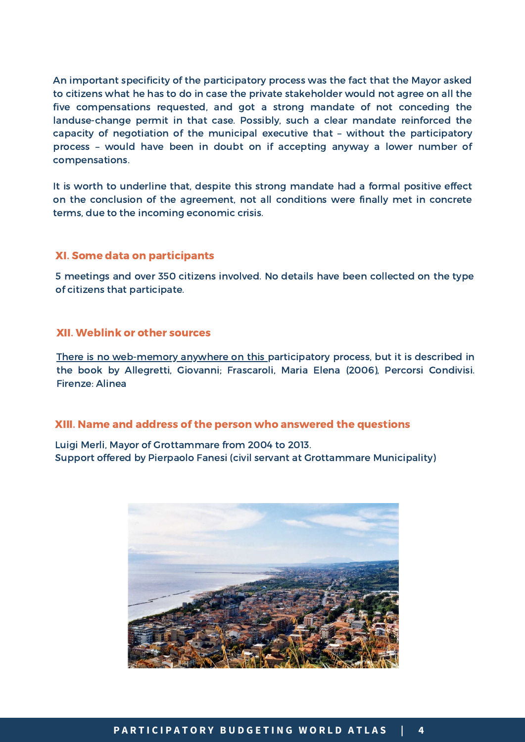An important specificity of the participatory process was the fact that the Mayor asked to citizens what he has to do in case the private stakeholder would not agree on all the five compensations requested, and got a strong mandate of not conceding the landuse-change permit in that case. Possibly, such a clear mandate reinforced the capacity of negotiation of the municipal executive that – without the participatory process – would have been in doubt on if accepting anyway a lower number of compensations.

It is worth to underline that, despite this strong mandate had a formal positive effect on the conclusion of the agreement, not all conditions were finally met in concrete terms, due to the incoming economic crisis.

### XI. Some data on participants

5 meetings and over 350 citizens involved. No details have been collected on the type of citizens that participate.

### XII. Weblink or other sources

There is no web-memory anywhere on this participatory process, but it is described in the book by Allegretti, Giovanni; Frascaroli, Maria Elena (2006), Percorsi Condivisi. Firenze: Alinea

### XIII. Name and address of the person who answered the questions

Luigi Merli, Mayor of Grottammare from 2004 to 2013.
Support offered by Pierpaolo Fanesi (civil servant at Grottammare Municipality)